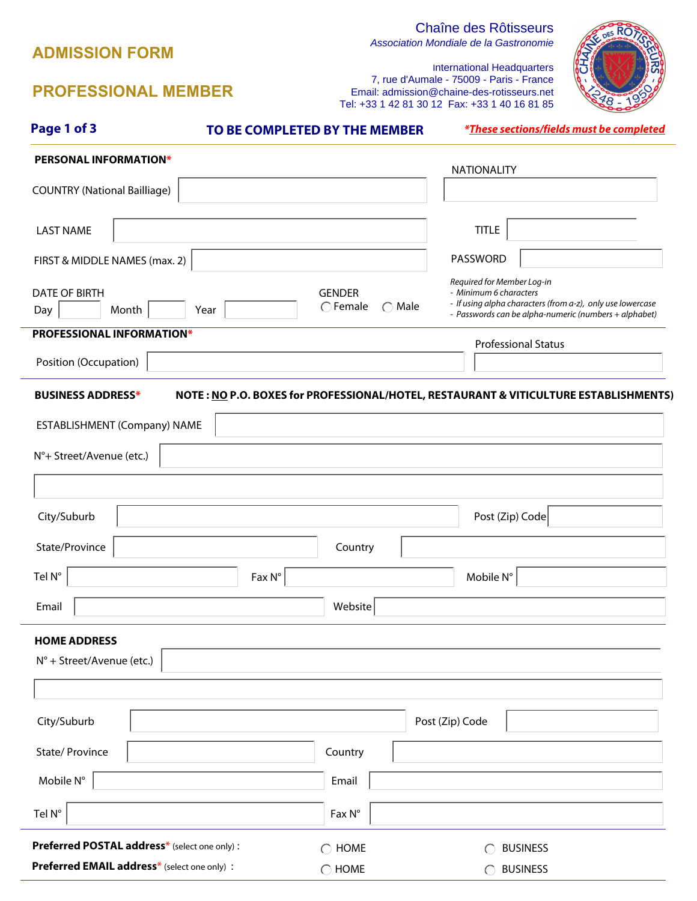# ADMISSION FORM

# PROFESSIONAL MEMBER

Chaîne des Rôtisseurs
*Association Mondiale de la Gastronomie*

International Headquarters
7, rue d'Aumale - 75009 - Paris - France
Email: admission@chaine-des-rotisseurs.net
Tel: +33 1 42 81 30 12 Fax: +33 1 40 16 81 85

**Page 1 of 3** **TO BE COMPLETED BY THE MEMBER** ***These sections/fields must be completed***

## PERSONAL INFORMATION*

COUNTRY (National Bailliage)

NATIONALITY

LAST NAME

TITLE

FIRST & MIDDLE NAMES (max. 2)

PASSWORD

DATE OF BIRTH
Day Month Year

GENDER
◯ Female ◯ Male

*Required for Member Log-in*
- *Minimum 6 characters*
- *If using alpha characters (from a-z), only use lowercase*
- *Passwords can be alpha-numeric (numbers + alphabet)*

## PROFESSIONAL INFORMATION*

Position (Occupation)

Professional Status

## BUSINESS ADDRESS*

**NOTE : NO P.O. BOXES for PROFESSIONAL/HOTEL, RESTAURANT & VITICULTURE ESTABLISHMENTS)**

ESTABLISHMENT (Company) NAME

N°+ Street/Avenue (etc.)

City/Suburb

Post (Zip) Code

State/Province

Country

Tel N°

Fax N°

Mobile N°

Email

Website

## HOME ADDRESS

N° + Street/Avenue (etc.)

City/Suburb

Post (Zip) Code

State/ Province

Country

Mobile N°

Email

Tel N°

Fax N°

**Preferred POSTAL address*** (select one only) : ◯ HOME ◯ BUSINESS

**Preferred EMAIL address*** (select one only) : ◯ HOME ◯ BUSINESS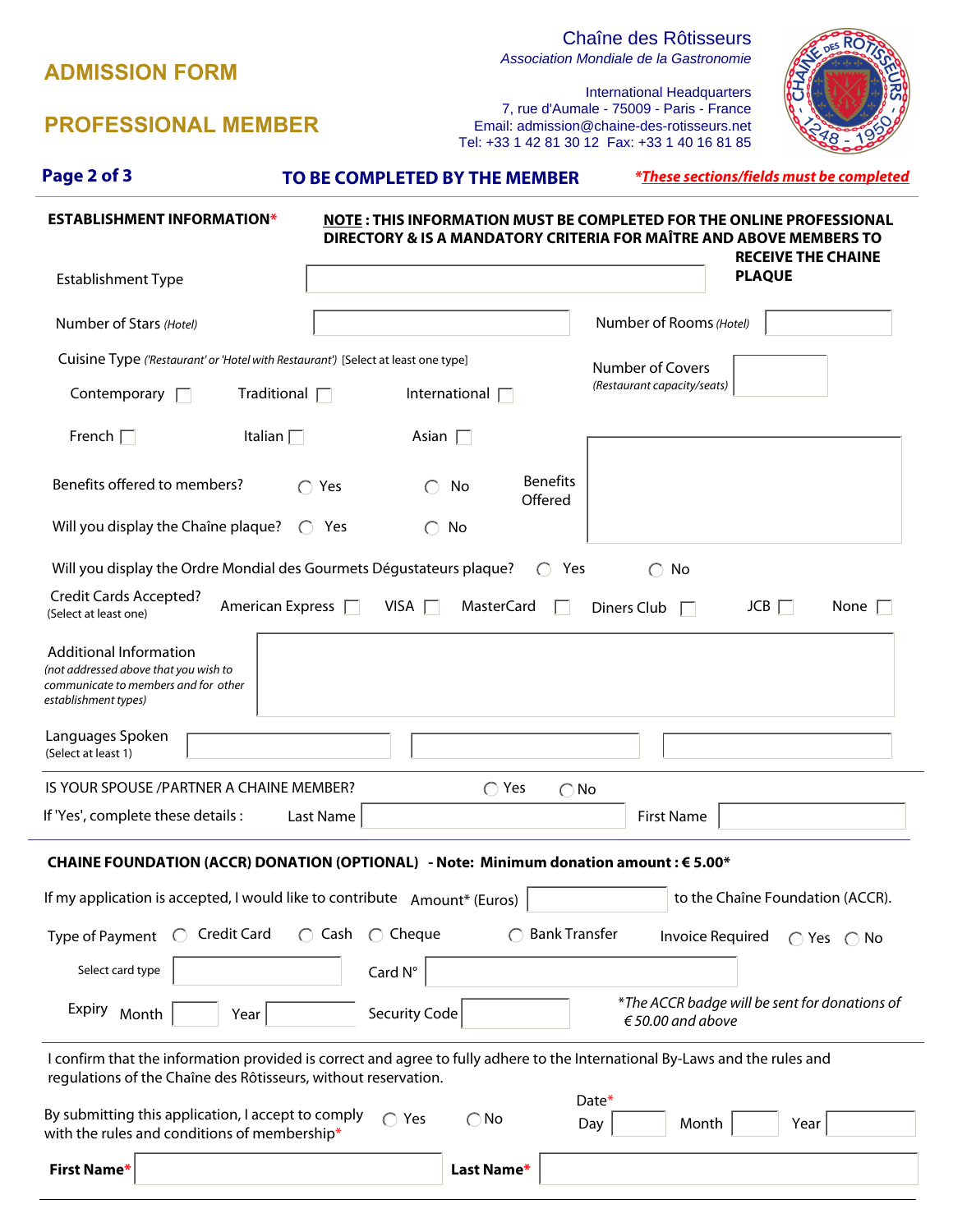# ADMISSION FORM

# PROFESSIONAL MEMBER

**Chaîne des Rôtisseurs**
*Association Mondiale de la Gastronomie*

International Headquarters
7, rue d'Aumale - 75009 - Paris - France
Email: admission@chaine-des-rotisseurs.net
Tel: +33 1 42 81 30 12 Fax: +33 1 40 16 81 85

**TO BE COMPLETED BY THE MEMBER**

***These sections/fields must be completed***

**ESTABLISHMENT INFORMATION***

**NOTE : THIS INFORMATION MUST BE COMPLETED FOR THE ONLINE PROFESSIONAL DIRECTORY & IS A MANDATORY CRITERIA FOR MAÎTRE AND ABOVE MEMBERS TO RECEIVE THE CHAINE PLAQUE**

Establishment Type ______

Number of Stars *(Hotel)* ______ Number of Rooms *(Hotel)* ______

Cuisine Type *('Restaurant' or 'Hotel with Restaurant')* [Select at least one type]

- ☐ Contemporary ☐ Traditional ☐ International
- ☐ French ☐ Italian ☐ Asian

Number of Covers *(Restaurant capacity/seats)* ______

Benefits offered to members? ◯ Yes ◯ No

Benefits Offered ______

Will you display the Chaîne plaque? ◯ Yes ◯ No

Will you display the Ordre Mondial des Gourmets Dégustateurs plaque? ◯ Yes ◯ No

Credit Cards Accepted? (Select at least one) ☐ American Express ☐ VISA ☐ MasterCard ☐ Diners Club ☐ JCB ☐ None

Additional Information *(not addressed above that you wish to communicate to members and for other establishment types)* ______

Languages Spoken (Select at least 1) ______ ______ ______

IS YOUR SPOUSE /PARTNER A CHAINE MEMBER? ◯ Yes ◯ No

If 'Yes', complete these details : Last Name ______ First Name ______

**CHAINE FOUNDATION (ACCR) DONATION (OPTIONAL) - Note: Minimum donation amount : € 5.00***

If my application is accepted, I would like to contribute Amount* (Euros) ______ to the Chaîne Foundation (ACCR).

Type of Payment ◯ Credit Card ◯ Cash ◯ Cheque ◯ Bank Transfer

Invoice Required ◯ Yes ◯ No

Select card type ______ Card N° ______

Expiry Month ______ Year ______ Security Code ______

*\*The ACCR badge will be sent for donations of € 50.00 and above*

I confirm that the information provided is correct and agree to fully adhere to the International By-Laws and the rules and regulations of the Chaîne des Rôtisseurs, without reservation.

By submitting this application, I accept to comply with the rules and conditions of membership* ◯ Yes ◯ No

Date* Day ______ Month ______ Year ______

**First Name*** ______ **Last Name*** ______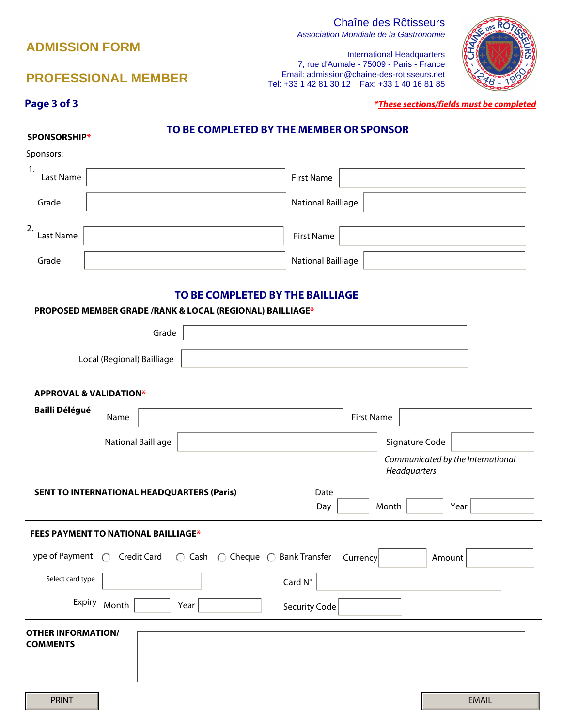# ADMISSION FORM

# PROFESSIONAL MEMBER

Chaîne des Rôtisseurs
*Association Mondiale de la Gastronomie*

International Headquarters
7, rue d'Aumale - 75009 - Paris - France
Email: admission@chaine-des-rotisseurs.net
Tel: +33 1 42 81 30 12    Fax: +33 1 40 16 81 85

**Page 3 of 3**

***These sections/fields must be completed**

## TO BE COMPLETED BY THE MEMBER OR SPONSOR

**SPONSORSHIP***

Sponsors:

1. Last Name ______ First Name ______
   Grade ______ National Bailliage ______

2. Last Name ______ First Name ______
   Grade ______ National Bailliage ______

## TO BE COMPLETED BY THE BAILLIAGE

**PROPOSED MEMBER GRADE /RANK & LOCAL (REGIONAL) BAILLIAGE***

Grade ______

Local (Regional) Bailliage ______

**APPROVAL & VALIDATION***

**Bailli Délégué**

Name ______ First Name ______

National Bailliage ______ Signature Code ______

*Communicated by the International Headquarters*

**SENT TO INTERNATIONAL HEADQUARTERS (Paris)**

Date
Day ______ Month ______ Year ______

**FEES PAYMENT TO NATIONAL BAILLIAGE***

Type of Payment ○ Credit Card ○ Cash ○ Cheque ○ Bank Transfer Currency ______ Amount ______

Select card type ______ Card N° ______

Expiry Month ______ Year ______ Security Code ______

**OTHER INFORMATION/ COMMENTS**

PRINT EMAIL